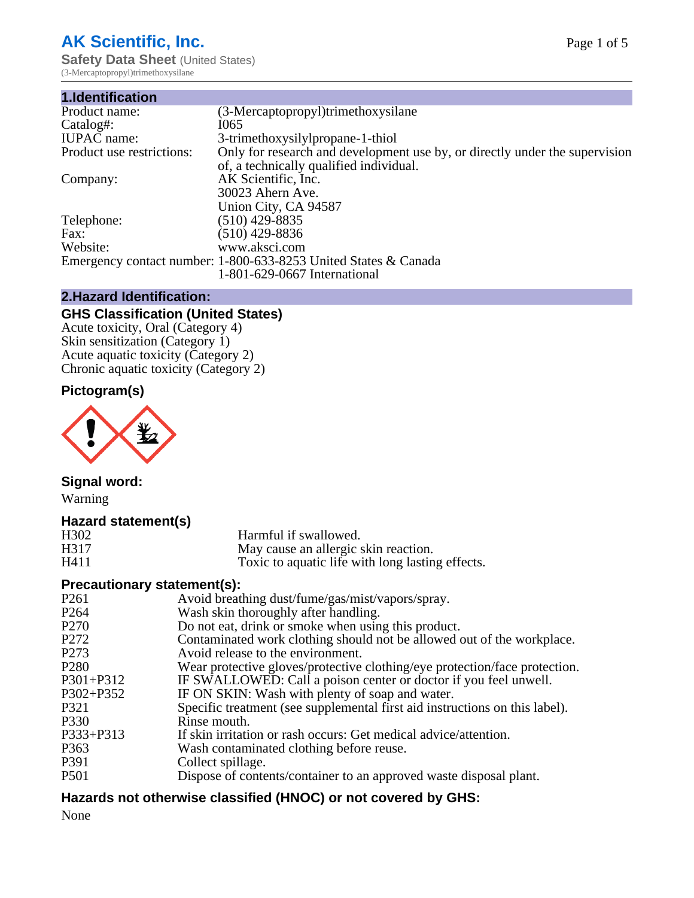# AK Scientific, Inc.

**Safety Data Sheet** (United States)
(3-Mercaptopropyl)trimethoxysilane

## 1.Identification

| | |
|---|---|
| Product name: | (3-Mercaptopropyl)trimethoxysilane |
| Catalog#: | I065 |
| IUPAC name: | 3-trimethoxysilylpropane-1-thiol |
| Product use restrictions: | Only for research and development use by, or directly under the supervision of, a technically qualified individual. |
| Company: | AK Scientific, Inc.<br>30023 Ahern Ave.<br>Union City, CA 94587 |
| Telephone: | (510) 429-8835 |
| Fax: | (510) 429-8836 |
| Website: | www.aksci.com |
| Emergency contact number: | 1-800-633-8253 United States & Canada<br>1-801-629-0667 International |

## 2.Hazard Identification:

### GHS Classification (United States)

Acute toxicity, Oral (Category 4)
Skin sensitization (Category 1)
Acute aquatic toxicity (Category 2)
Chronic aquatic toxicity (Category 2)

### Pictogram(s)

### Signal word:

Warning

### Hazard statement(s)

| | |
|---|---|
| H302 | Harmful if swallowed. |
| H317 | May cause an allergic skin reaction. |
| H411 | Toxic to aquatic life with long lasting effects. |

### Precautionary statement(s):

| | |
|---|---|
| P261 | Avoid breathing dust/fume/gas/mist/vapors/spray. |
| P264 | Wash skin thoroughly after handling. |
| P270 | Do not eat, drink or smoke when using this product. |
| P272 | Contaminated work clothing should not be allowed out of the workplace. |
| P273 | Avoid release to the environment. |
| P280 | Wear protective gloves/protective clothing/eye protection/face protection. |
| P301+P312 | IF SWALLOWED: Call a poison center or doctor if you feel unwell. |
| P302+P352 | IF ON SKIN: Wash with plenty of soap and water. |
| P321 | Specific treatment (see supplemental first aid instructions on this label). |
| P330 | Rinse mouth. |
| P333+P313 | If skin irritation or rash occurs: Get medical advice/attention. |
| P363 | Wash contaminated clothing before reuse. |
| P391 | Collect spillage. |
| P501 | Dispose of contents/container to an approved waste disposal plant. |

### Hazards not otherwise classified (HNOC) or not covered by GHS:

None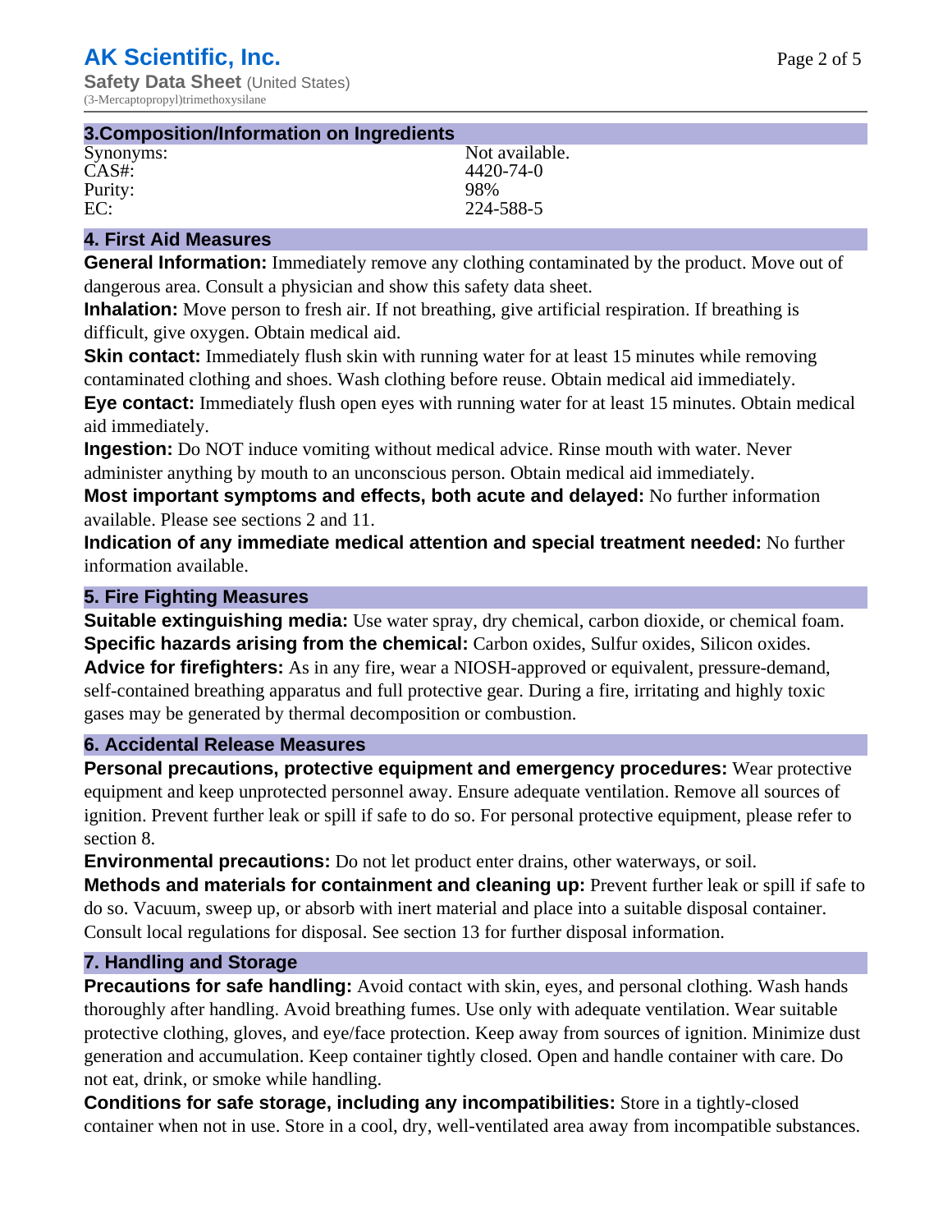## 3.Composition/Information on Ingredients

| | |
|---|---|
| Synonyms: | Not available. |
| CAS#: | 4420-74-0 |
| Purity: | 98% |
| EC: | 224-588-5 |

## 4. First Aid Measures

**General Information:** Immediately remove any clothing contaminated by the product. Move out of dangerous area. Consult a physician and show this safety data sheet.

**Inhalation:** Move person to fresh air. If not breathing, give artificial respiration. If breathing is difficult, give oxygen. Obtain medical aid.

**Skin contact:** Immediately flush skin with running water for at least 15 minutes while removing contaminated clothing and shoes. Wash clothing before reuse. Obtain medical aid immediately.

**Eye contact:** Immediately flush open eyes with running water for at least 15 minutes. Obtain medical aid immediately.

**Ingestion:** Do NOT induce vomiting without medical advice. Rinse mouth with water. Never administer anything by mouth to an unconscious person. Obtain medical aid immediately.

**Most important symptoms and effects, both acute and delayed:** No further information available. Please see sections 2 and 11.

**Indication of any immediate medical attention and special treatment needed:** No further information available.

## 5. Fire Fighting Measures

**Suitable extinguishing media:** Use water spray, dry chemical, carbon dioxide, or chemical foam.

**Specific hazards arising from the chemical:** Carbon oxides, Sulfur oxides, Silicon oxides.

**Advice for firefighters:** As in any fire, wear a NIOSH-approved or equivalent, pressure-demand, self-contained breathing apparatus and full protective gear. During a fire, irritating and highly toxic gases may be generated by thermal decomposition or combustion.

## 6. Accidental Release Measures

**Personal precautions, protective equipment and emergency procedures:** Wear protective equipment and keep unprotected personnel away. Ensure adequate ventilation. Remove all sources of ignition. Prevent further leak or spill if safe to do so. For personal protective equipment, please refer to section 8.

**Environmental precautions:** Do not let product enter drains, other waterways, or soil.

**Methods and materials for containment and cleaning up:** Prevent further leak or spill if safe to do so. Vacuum, sweep up, or absorb with inert material and place into a suitable disposal container. Consult local regulations for disposal. See section 13 for further disposal information.

## 7. Handling and Storage

**Precautions for safe handling:** Avoid contact with skin, eyes, and personal clothing. Wash hands thoroughly after handling. Avoid breathing fumes. Use only with adequate ventilation. Wear suitable protective clothing, gloves, and eye/face protection. Keep away from sources of ignition. Minimize dust generation and accumulation. Keep container tightly closed. Open and handle container with care. Do not eat, drink, or smoke while handling.

**Conditions for safe storage, including any incompatibilities:** Store in a tightly-closed container when not in use. Store in a cool, dry, well-ventilated area away from incompatible substances.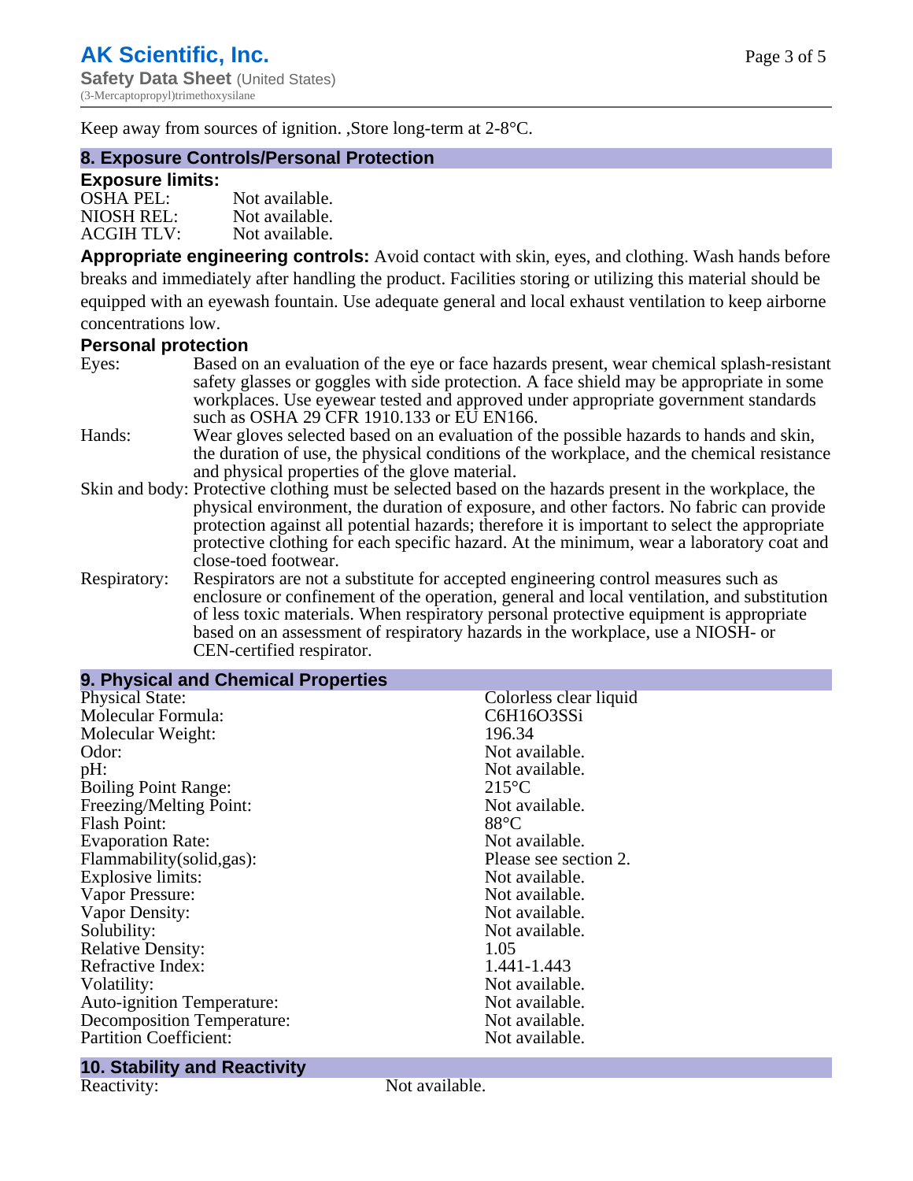Keep away from sources of ignition. ,Store long-term at 2-8°C.

## 8. Exposure Controls/Personal Protection

### Exposure limits:

| | |
|---|---|
| OSHA PEL: | Not available. |
| NIOSH REL: | Not available. |
| ACGIH TLV: | Not available. |

**Appropriate engineering controls:** Avoid contact with skin, eyes, and clothing. Wash hands before breaks and immediately after handling the product. Facilities storing or utilizing this material should be equipped with an eyewash fountain. Use adequate general and local exhaust ventilation to keep airborne concentrations low.

### Personal protection

| | |
|---|---|
| Eyes: | Based on an evaluation of the eye or face hazards present, wear chemical splash-resistant safety glasses or goggles with side protection. A face shield may be appropriate in some workplaces. Use eyewear tested and approved under appropriate government standards such as OSHA 29 CFR 1910.133 or EU EN166. |
| Hands: | Wear gloves selected based on an evaluation of the possible hazards to hands and skin, the duration of use, the physical conditions of the workplace, and the chemical resistance and physical properties of the glove material. |
| Skin and body: | Protective clothing must be selected based on the hazards present in the workplace, the physical environment, the duration of exposure, and other factors. No fabric can provide protection against all potential hazards; therefore it is important to select the appropriate protective clothing for each specific hazard. At the minimum, wear a laboratory coat and close-toed footwear. |
| Respiratory: | Respirators are not a substitute for accepted engineering control measures such as enclosure or confinement of the operation, general and local ventilation, and substitution of less toxic materials. When respiratory personal protective equipment is appropriate based on an assessment of respiratory hazards in the workplace, use a NIOSH- or CEN-certified respirator. |

## 9. Physical and Chemical Properties

| | |
|---|---|
| Physical State: | Colorless clear liquid |
| Molecular Formula: | $C_6H_{16}O_3SSi$ |
| Molecular Weight: | 196.34 |
| Odor: | Not available. |
| pH: | Not available. |
| Boiling Point Range: | 215°C |
| Freezing/Melting Point: | Not available. |
| Flash Point: | 88°C |
| Evaporation Rate: | Not available. |
| Flammability(solid,gas): | Please see section 2. |
| Explosive limits: | Not available. |
| Vapor Pressure: | Not available. |
| Vapor Density: | Not available. |
| Solubility: | Not available. |
| Relative Density: | 1.05 |
| Refractive Index: | 1.441-1.443 |
| Volatility: | Not available. |
| Auto-ignition Temperature: | Not available. |
| Decomposition Temperature: | Not available. |
| Partition Coefficient: | Not available. |

## 10. Stability and Reactivity

| | |
|---|---|
| Reactivity: | Not available. |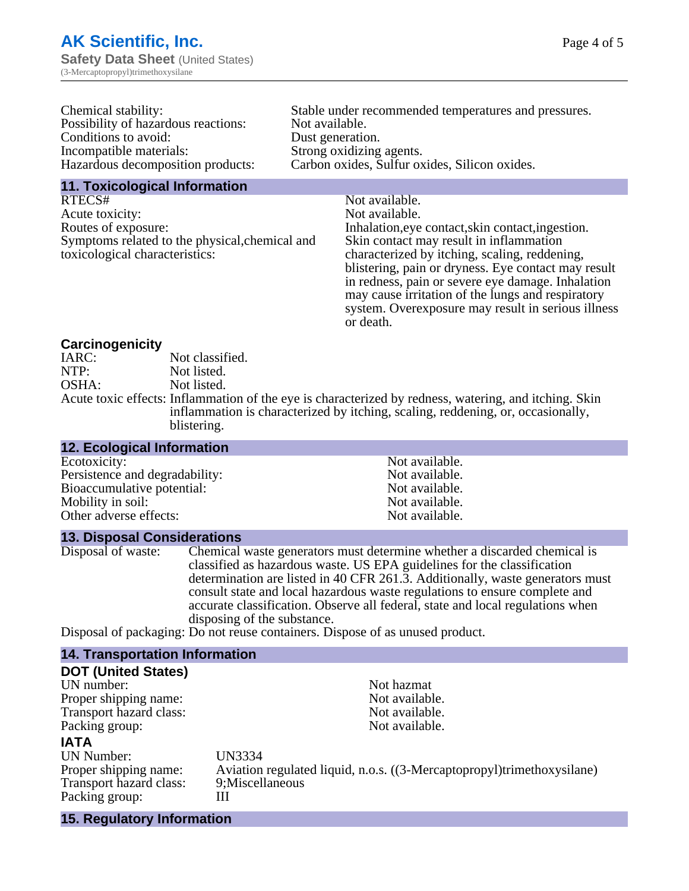| | |
|---|---|
| Chemical stability: | Stable under recommended temperatures and pressures. |
| Possibility of hazardous reactions: | Not available. |
| Conditions to avoid: | Dust generation. |
| Incompatible materials: | Strong oxidizing agents. |
| Hazardous decomposition products: | Carbon oxides, Sulfur oxides, Silicon oxides. |

## 11. Toxicological Information

| | |
|---|---|
| RTECS# | Not available. |
| Acute toxicity: | Not available. |
| Routes of exposure: | Inhalation,eye contact,skin contact,ingestion. |
| Symptoms related to the physical,chemical and toxicological characteristics: | Skin contact may result in inflammation characterized by itching, scaling, reddening, blistering, pain or dryness. Eye contact may result in redness, pain or severe eye damage. Inhalation may cause irritation of the lungs and respiratory system. Overexposure may result in serious illness or death. |

### Carcinogenicity

| | |
|---|---|
| IARC: | Not classified. |
| NTP: | Not listed. |
| OSHA: | Not listed. |
| Acute toxic effects: | Inflammation of the eye is characterized by redness, watering, and itching. Skin inflammation is characterized by itching, scaling, reddening, or, occasionally, blistering. |

## 12. Ecological Information

| | |
|---|---|
| Ecotoxicity: | Not available. |
| Persistence and degradability: | Not available. |
| Bioaccumulative potential: | Not available. |
| Mobility in soil: | Not available. |
| Other adverse effects: | Not available. |

## 13. Disposal Considerations

| | |
|---|---|
| Disposal of waste: | Chemical waste generators must determine whether a discarded chemical is classified as hazardous waste. US EPA guidelines for the classification determination are listed in 40 CFR 261.3. Additionally, waste generators must consult state and local hazardous waste regulations to ensure complete and accurate classification. Observe all federal, state and local regulations when disposing of the substance. |
| Disposal of packaging: | Do not reuse containers. Dispose of as unused product. |

## 14. Transportation Information

### DOT (United States)

| | |
|---|---|
| UN number: | Not hazmat |
| Proper shipping name: | Not available. |
| Transport hazard class: | Not available. |
| Packing group: | Not available. |

### IATA

| | |
|---|---|
| UN Number: | UN3334 |
| Proper shipping name: | Aviation regulated liquid, n.o.s. ((3-Mercaptopropyl)trimethoxysilane) |
| Transport hazard class: | 9;Miscellaneous |
| Packing group: | III |

## 15. Regulatory Information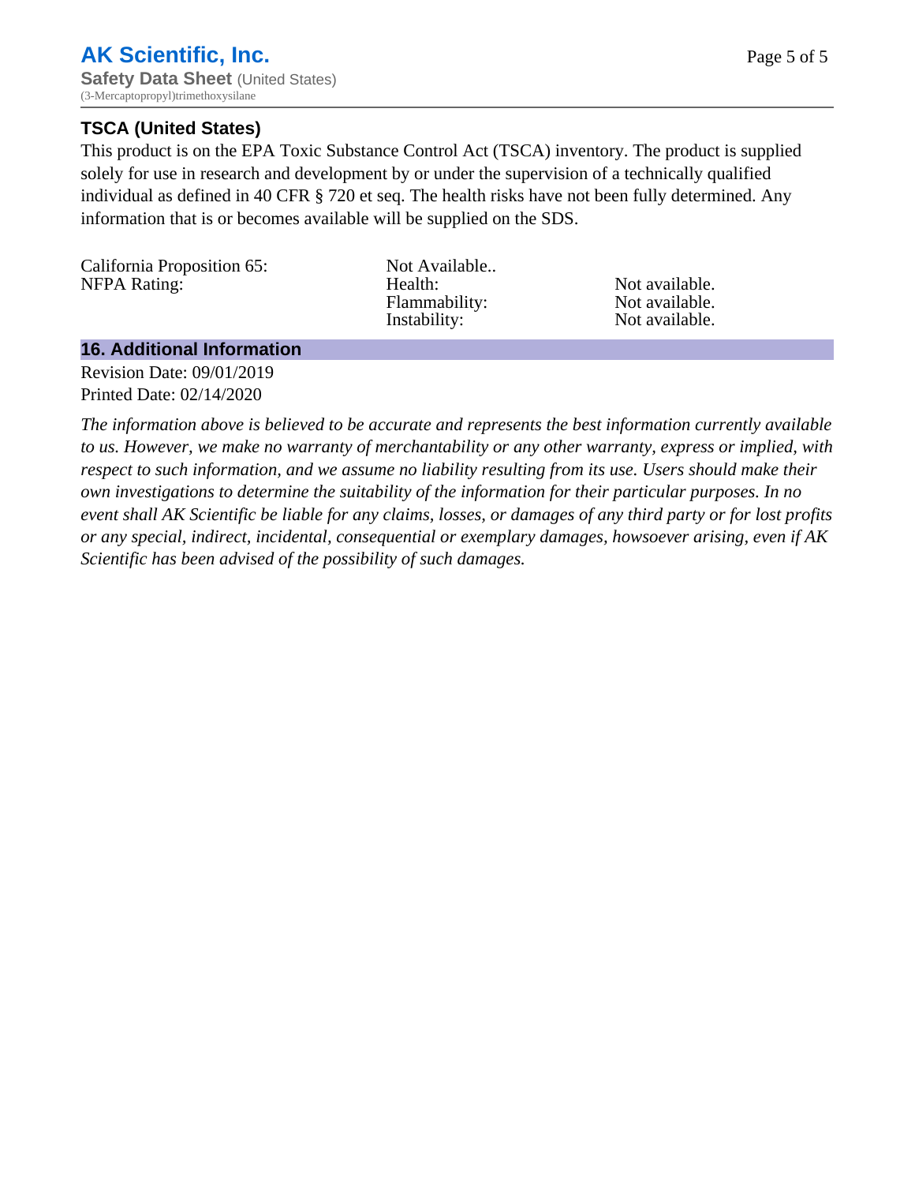## TSCA (United States)

This product is on the EPA Toxic Substance Control Act (TSCA) inventory. The product is supplied solely for use in research and development by or under the supervision of a technically qualified individual as defined in 40 CFR § 720 et seq. The health risks have not been fully determined. Any information that is or becomes available will be supplied on the SDS.

| | | |
|---|---|---|
| California Proposition 65: | Not Available.. | |
| NFPA Rating: | Health: | Not available. |
| | Flammability: | Not available. |
| | Instability: | Not available. |

## 16. Additional Information

Revision Date: 09/01/2019
Printed Date: 02/14/2020

*The information above is believed to be accurate and represents the best information currently available to us. However, we make no warranty of merchantability or any other warranty, express or implied, with respect to such information, and we assume no liability resulting from its use. Users should make their own investigations to determine the suitability of the information for their particular purposes. In no event shall AK Scientific be liable for any claims, losses, or damages of any third party or for lost profits or any special, indirect, incidental, consequential or exemplary damages, howsoever arising, even if AK Scientific has been advised of the possibility of such damages.*